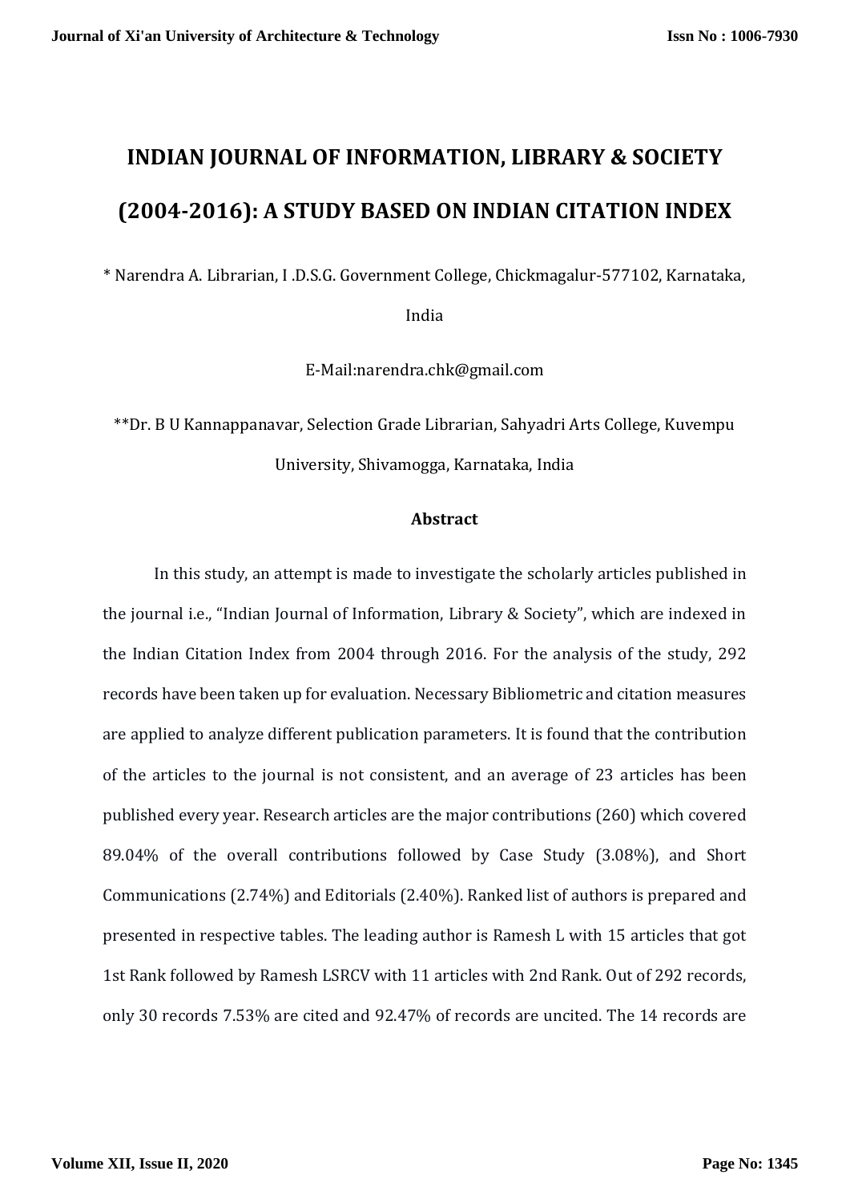# INDIAN JOURNAL OF INFORMATION, LIBRARY & SOCIETY (2004-2016): A STUDY BASED ON INDIAN CITATION INDEX

\* Narendra A. Librarian, I .D.S.G. Government College, Chickmagalur-577102, Karnataka, India

E-Mail:narendra.chk@gmail.com

\*\*Dr. B U Kannappanavar, Selection Grade Librarian, Sahyadri Arts College, Kuvempu University, Shivamogga, Karnataka, India

### Abstract

In this study, an attempt is made to investigate the scholarly articles published in the journal i.e., "Indian Journal of Information, Library & Society", which are indexed in the Indian Citation Index from 2004 through 2016. For the analysis of the study, 292 records have been taken up for evaluation. Necessary Bibliometric and citation measures are applied to analyze different publication parameters. It is found that the contribution of the articles to the journal is not consistent, and an average of 23 articles has been published every year. Research articles are the major contributions (260) which covered 89.04% of the overall contributions followed by Case Study (3.08%), and Short Communications (2.74%) and Editorials (2.40%). Ranked list of authors is prepared and presented in respective tables. The leading author is Ramesh L with 15 articles that got 1st Rank followed by Ramesh LSRCV with 11 articles with 2nd Rank. Out of 292 records, only 30 records 7.53% are cited and 92.47% of records are uncited. The 14 records are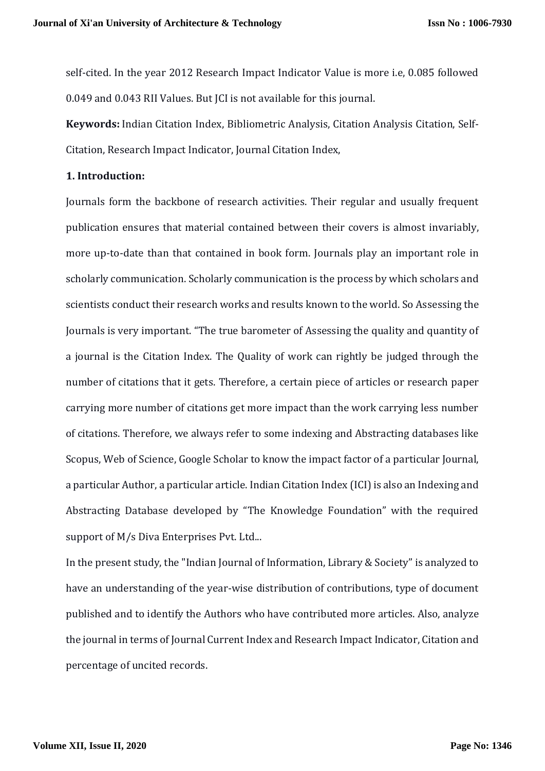self-cited. In the year 2012 Research Impact Indicator Value is more i.e, 0.085 followed 0.049 and 0.043 RII Values. But JCI is not available for this journal.

**Keywords:** Indian Citation Index, Bibliometric Analysis, Citation Analysis Citation, Self-Citation, Research Impact Indicator, Journal Citation Index,

## 1. Introduction:

Journals form the backbone of research activities. Their regular and usually frequent publication ensures that material contained between their covers is almost invariably, more up-to-date than that contained in book form. Journals play an important role in scholarly communication. Scholarly communication is the process by which scholars and scientists conduct their research works and results known to the world. So Assessing the Journals is very important. "The true barometer of Assessing the quality and quantity of a journal is the Citation Index. The Quality of work can rightly be judged through the number of citations that it gets. Therefore, a certain piece of articles or research paper carrying more number of citations get more impact than the work carrying less number of citations. Therefore, we always refer to some indexing and Abstracting databases like Scopus, Web of Science, Google Scholar to know the impact factor of a particular Journal, a particular Author, a particular article. Indian Citation Index (ICI) is also an Indexing and Abstracting Database developed by "The Knowledge Foundation" with the required support of M/s Diva Enterprises Pvt. Ltd...

In the present study, the "Indian Journal of Information, Library & Society" is analyzed to have an understanding of the year-wise distribution of contributions, type of document published and to identify the Authors who have contributed more articles. Also, analyze the journal in terms of Journal Current Index and Research Impact Indicator, Citation and percentage of uncited records.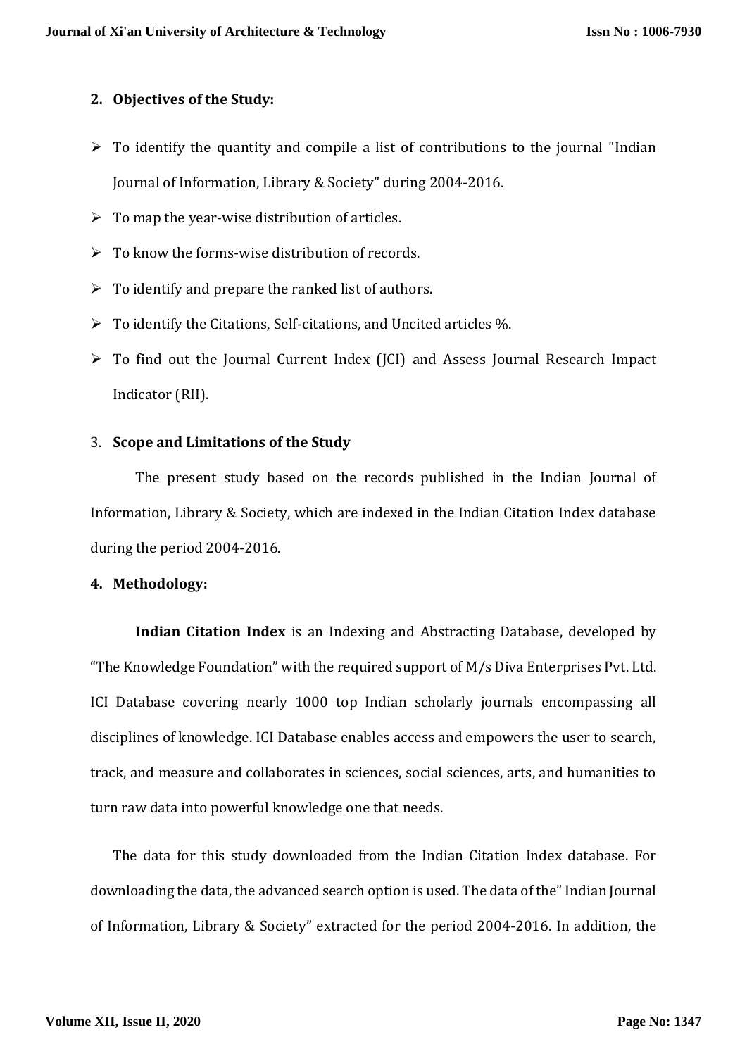## 2. Objectives of the Study:

- To identify the quantity and compile a list of contributions to the journal "Indian Journal of Information, Library & Society" during 2004-2016.
- To map the year-wise distribution of articles.
- To know the forms-wise distribution of records.
- To identify and prepare the ranked list of authors.
- To identify the Citations, Self-citations, and Uncited articles %.
- To find out the Journal Current Index (JCI) and Assess Journal Research Impact Indicator (RII).

## 3. Scope and Limitations of the Study

The present study based on the records published in the Indian Journal of Information, Library & Society, which are indexed in the Indian Citation Index database during the period 2004-2016.

## 4. Methodology:

**Indian Citation Index** is an Indexing and Abstracting Database, developed by "The Knowledge Foundation" with the required support of M/s Diva Enterprises Pvt. Ltd. ICI Database covering nearly 1000 top Indian scholarly journals encompassing all disciplines of knowledge. ICI Database enables access and empowers the user to search, track, and measure and collaborates in sciences, social sciences, arts, and humanities to turn raw data into powerful knowledge one that needs.

The data for this study downloaded from the Indian Citation Index database. For downloading the data, the advanced search option is used. The data of the" Indian Journal of Information, Library & Society" extracted for the period 2004-2016. In addition, the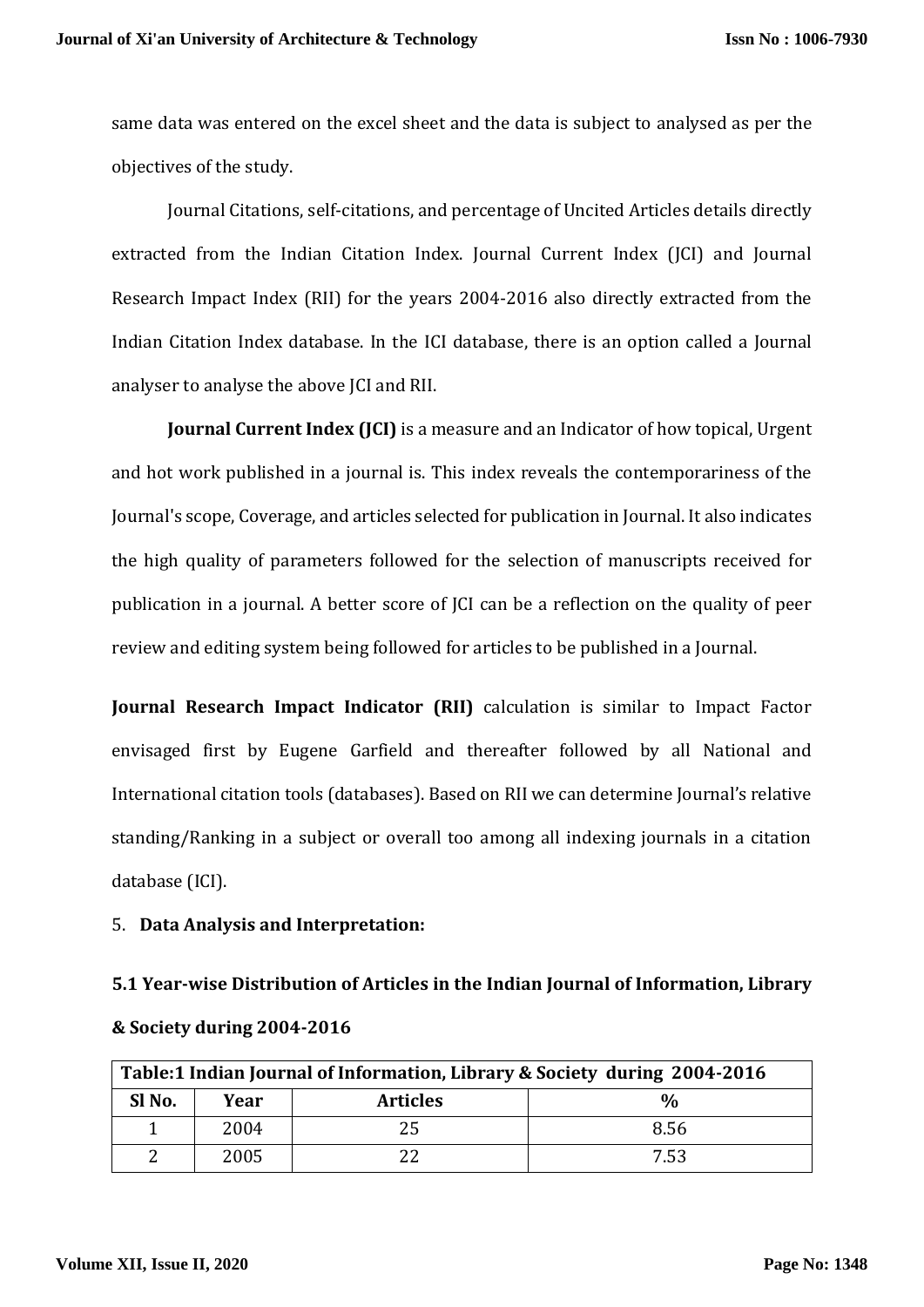same data was entered on the excel sheet and the data is subject to analysed as per the objectives of the study.

Journal Citations, self-citations, and percentage of Uncited Articles details directly extracted from the Indian Citation Index. Journal Current Index (JCI) and Journal Research Impact Index (RII) for the years 2004-2016 also directly extracted from the Indian Citation Index database. In the ICI database, there is an option called a Journal analyser to analyse the above JCI and RII.

**Journal Current Index (JCI)** is a measure and an Indicator of how topical, Urgent and hot work published in a journal is. This index reveals the contemporariness of the Journal's scope, Coverage, and articles selected for publication in Journal. It also indicates the high quality of parameters followed for the selection of manuscripts received for publication in a journal. A better score of JCI can be a reflection on the quality of peer review and editing system being followed for articles to be published in a Journal.

**Journal Research Impact Indicator (RII)** calculation is similar to Impact Factor envisaged first by Eugene Garfield and thereafter followed by all National and International citation tools (databases). Based on RII we can determine Journal's relative standing/Ranking in a subject or overall too among all indexing journals in a citation database (ICI).

## 5. Data Analysis and Interpretation:

### 5.1 Year-wise Distribution of Articles in the Indian Journal of Information, Library & Society during 2004-2016

**Table:1 Indian Journal of Information, Library & Society during 2004-2016**

| Sl No. | Year | Articles | % |
|---|---|---|---|
| 1 | 2004 | 25 | 8.56 |
| 2 | 2005 | 22 | 7.53 |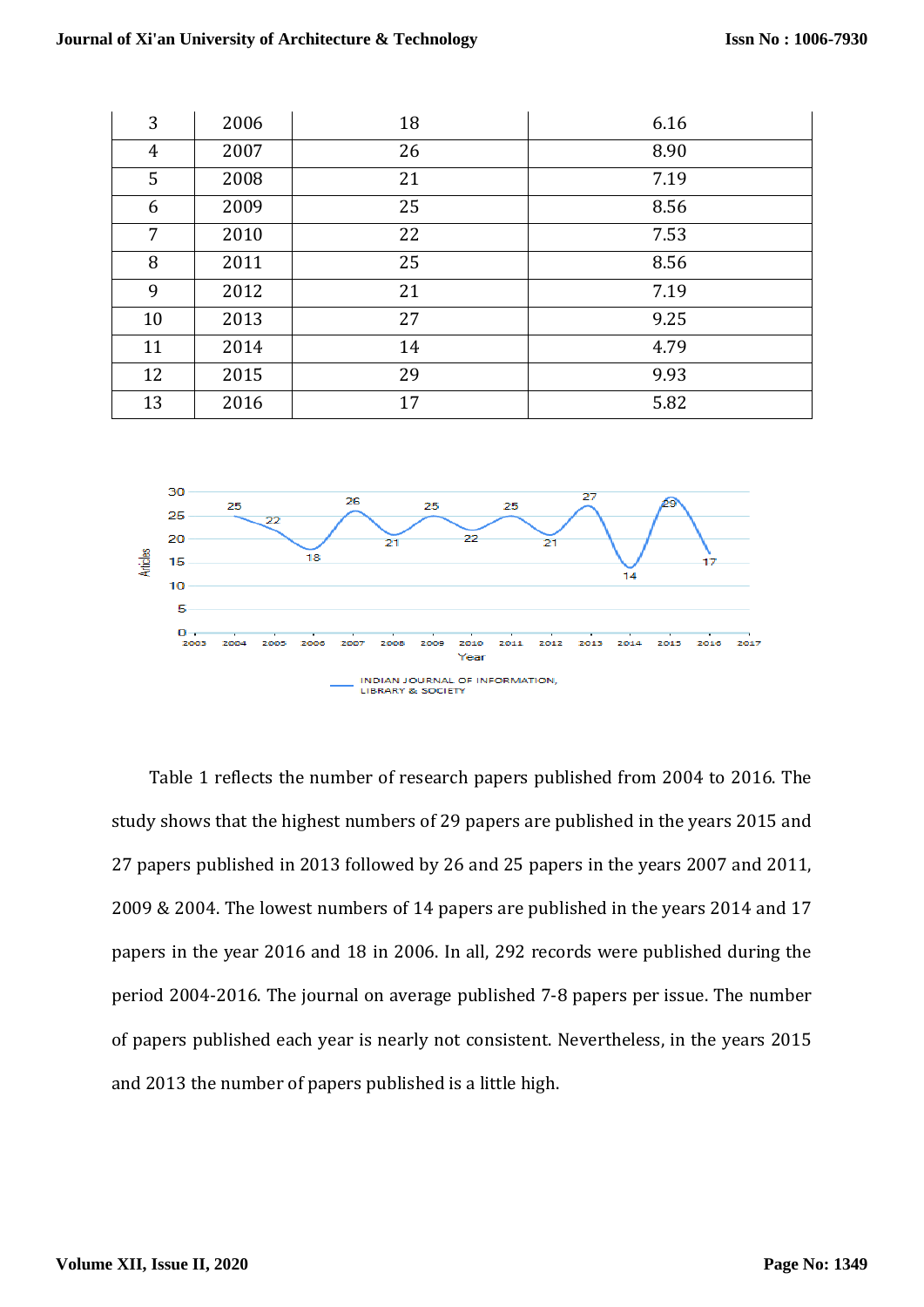| 3 | 2006 | 18 | 6.16 |
|---|---|---|---|
| 4 | 2007 | 26 | 8.90 |
| 5 | 2008 | 21 | 7.19 |
| 6 | 2009 | 25 | 8.56 |
| 7 | 2010 | 22 | 7.53 |
| 8 | 2011 | 25 | 8.56 |
| 9 | 2012 | 21 | 7.19 |
| 10 | 2013 | 27 | 9.25 |
| 11 | 2014 | 14 | 4.79 |
| 12 | 2015 | 29 | 9.93 |
| 13 | 2016 | 17 | 5.82 |

Table 1 reflects the number of research papers published from 2004 to 2016. The study shows that the highest numbers of 29 papers are published in the years 2015 and 27 papers published in 2013 followed by 26 and 25 papers in the years 2007 and 2011, 2009 & 2004. The lowest numbers of 14 papers are published in the years 2014 and 17 papers in the year 2016 and 18 in 2006. In all, 292 records were published during the period 2004-2016. The journal on average published 7-8 papers per issue. The number of papers published each year is nearly not consistent. Nevertheless, in the years 2015 and 2013 the number of papers published is a little high.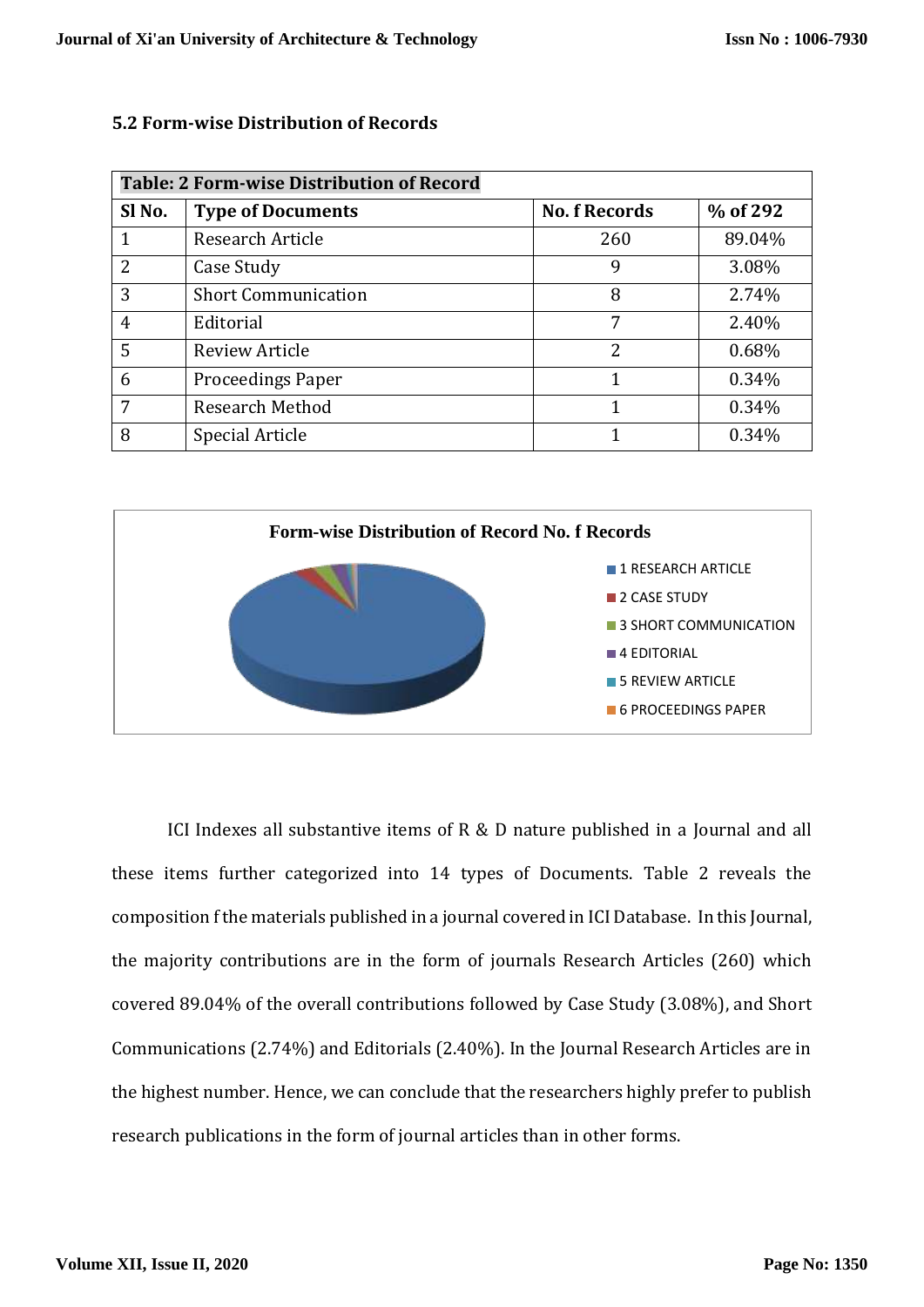### 5.2 Form-wise Distribution of Records

| Table: 2 Form-wise Distribution of Record | | | |
|---|---|---|---|
| **Sl No.** | **Type of Documents** | **No. f Records** | **% of 292** |
| 1 | Research Article | 260 | 89.04% |
| 2 | Case Study | 9 | 3.08% |
| 3 | Short Communication | 8 | 2.74% |
| 4 | Editorial | 7 | 2.40% |
| 5 | Review Article | 2 | 0.68% |
| 6 | Proceedings Paper | 1 | 0.34% |
| 7 | Research Method | 1 | 0.34% |
| 8 | Special Article | 1 | 0.34% |

**Form-wise Distribution of Record No. f Records**

- 1 RESEARCH ARTICLE
- 2 CASE STUDY
- 3 SHORT COMMUNICATION
- 4 EDITORIAL
- 5 REVIEW ARTICLE
- 6 PROCEEDINGS PAPER

ICI Indexes all substantive items of R & D nature published in a Journal and all these items further categorized into 14 types of Documents. Table 2 reveals the composition f the materials published in a journal covered in ICI Database. In this Journal, the majority contributions are in the form of journals Research Articles (260) which covered 89.04% of the overall contributions followed by Case Study (3.08%), and Short Communications (2.74%) and Editorials (2.40%). In the Journal Research Articles are in the highest number. Hence, we can conclude that the researchers highly prefer to publish research publications in the form of journal articles than in other forms.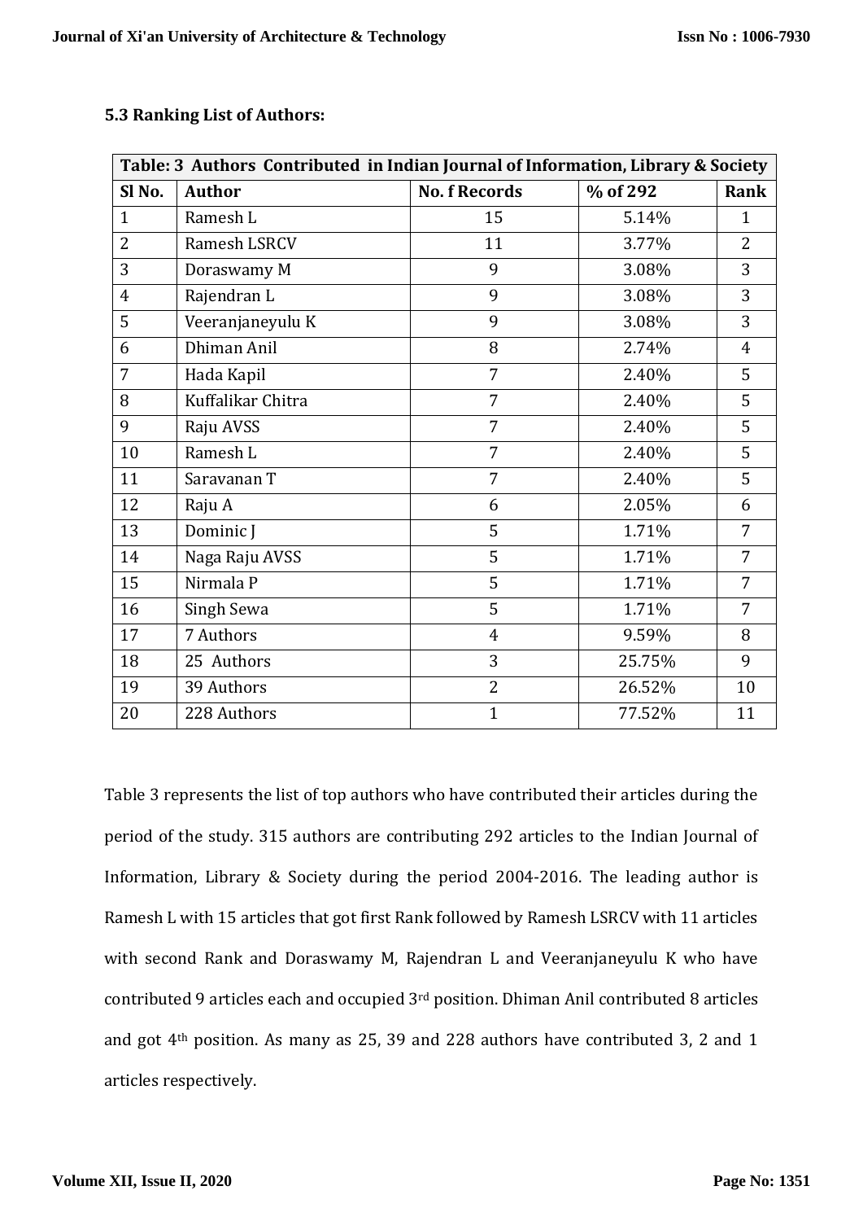### 5.3 Ranking List of Authors:

| Table: 3 Authors Contributed in Indian Journal of Information, Library & Society | | | | |
|---|---|---|---|---|
| Sl No. | Author | No. f Records | % of 292 | Rank |
| 1 | Ramesh L | 15 | 5.14% | 1 |
| 2 | Ramesh LSRCV | 11 | 3.77% | 2 |
| 3 | Doraswamy M | 9 | 3.08% | 3 |
| 4 | Rajendran L | 9 | 3.08% | 3 |
| 5 | Veeranjaneyulu K | 9 | 3.08% | 3 |
| 6 | Dhiman Anil | 8 | 2.74% | 4 |
| 7 | Hada Kapil | 7 | 2.40% | 5 |
| 8 | Kuffalikar Chitra | 7 | 2.40% | 5 |
| 9 | Raju AVSS | 7 | 2.40% | 5 |
| 10 | Ramesh L | 7 | 2.40% | 5 |
| 11 | Saravanan T | 7 | 2.40% | 5 |
| 12 | Raju A | 6 | 2.05% | 6 |
| 13 | Dominic J | 5 | 1.71% | 7 |
| 14 | Naga Raju AVSS | 5 | 1.71% | 7 |
| 15 | Nirmala P | 5 | 1.71% | 7 |
| 16 | Singh Sewa | 5 | 1.71% | 7 |
| 17 | 7 Authors | 4 | 9.59% | 8 |
| 18 | 25 Authors | 3 | 25.75% | 9 |
| 19 | 39 Authors | 2 | 26.52% | 10 |
| 20 | 228 Authors | 1 | 77.52% | 11 |

Table 3 represents the list of top authors who have contributed their articles during the period of the study. 315 authors are contributing 292 articles to the Indian Journal of Information, Library & Society during the period 2004-2016. The leading author is Ramesh L with 15 articles that got first Rank followed by Ramesh LSRCV with 11 articles with second Rank and Doraswamy M, Rajendran L and Veeranjaneyulu K who have contributed 9 articles each and occupied 3rd position. Dhiman Anil contributed 8 articles and got 4th position. As many as 25, 39 and 228 authors have contributed 3, 2 and 1 articles respectively.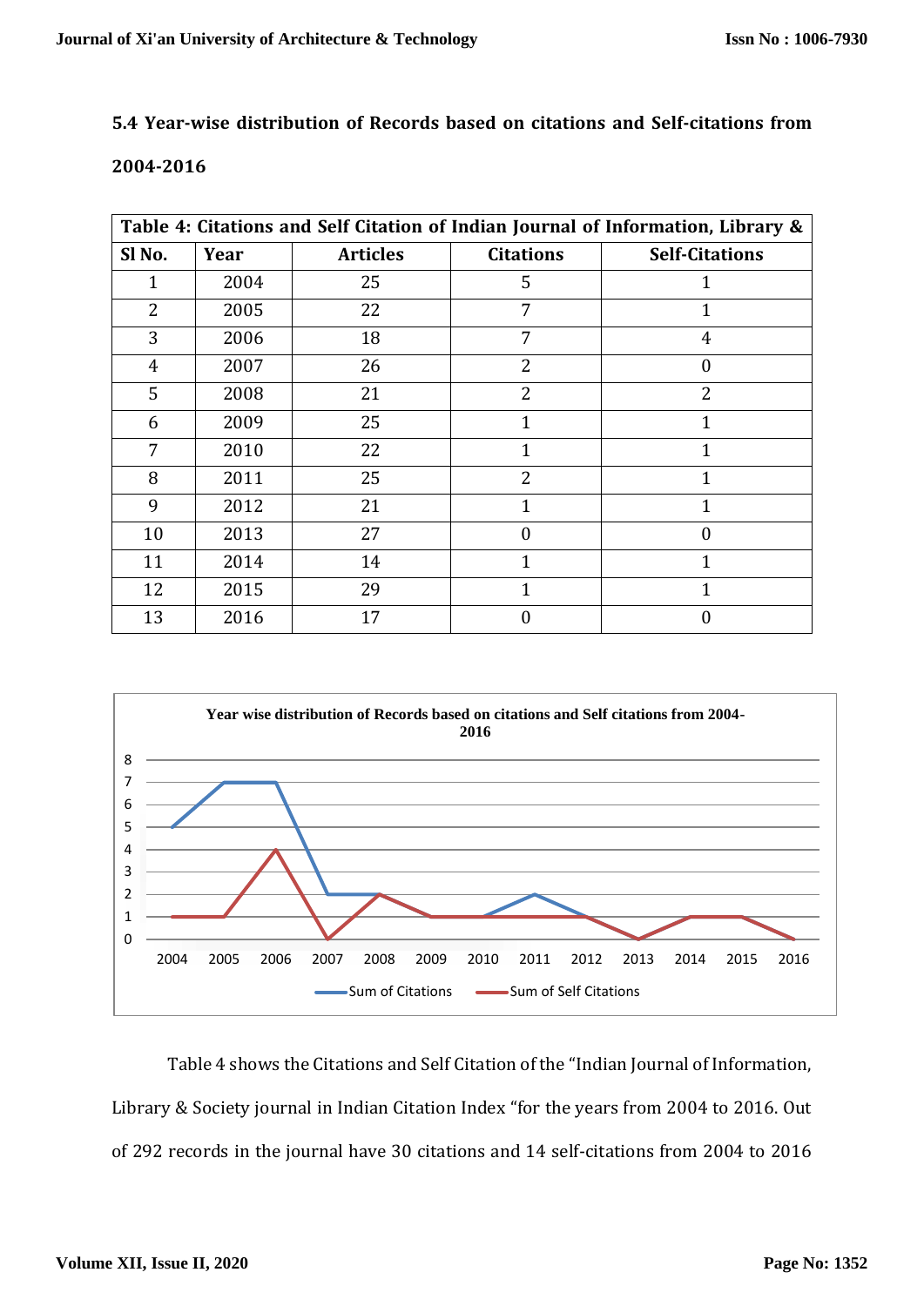### 5.4 Year-wise distribution of Records based on citations and Self-citations from 2004-2016

| Table 4: Citations and Self Citation of Indian Journal of Information, Library & | | | | |
|---|---|---|---|---|
| Sl No. | Year | Articles | Citations | Self-Citations |
| 1 | 2004 | 25 | 5 | 1 |
| 2 | 2005 | 22 | 7 | 1 |
| 3 | 2006 | 18 | 7 | 4 |
| 4 | 2007 | 26 | 2 | 0 |
| 5 | 2008 | 21 | 2 | 2 |
| 6 | 2009 | 25 | 1 | 1 |
| 7 | 2010 | 22 | 1 | 1 |
| 8 | 2011 | 25 | 2 | 1 |
| 9 | 2012 | 21 | 1 | 1 |
| 10 | 2013 | 27 | 0 | 0 |
| 11 | 2014 | 14 | 1 | 1 |
| 12 | 2015 | 29 | 1 | 1 |
| 13 | 2016 | 17 | 0 | 0 |

**Year wise distribution of Records based on citations and Self citations from 2004-2016**

Legend: Sum of Citations, Sum of Self Citations

Table 4 shows the Citations and Self Citation of the "Indian Journal of Information, Library & Society journal in Indian Citation Index "for the years from 2004 to 2016. Out of 292 records in the journal have 30 citations and 14 self-citations from 2004 to 2016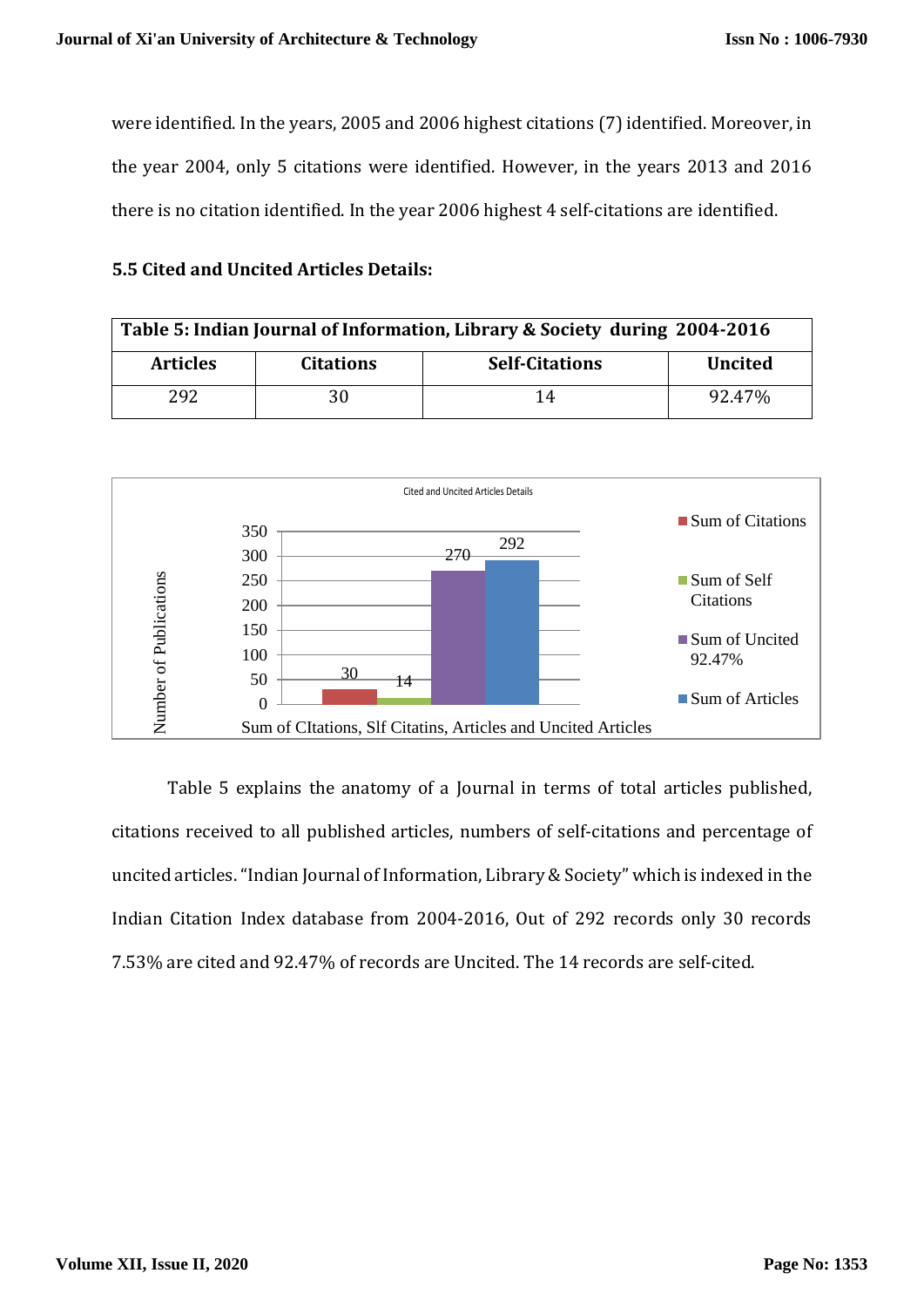were identified. In the years, 2005 and 2006 highest citations (7) identified. Moreover, in the year 2004, only 5 citations were identified. However, in the years 2013 and 2016 there is no citation identified. In the year 2006 highest 4 self-citations are identified.

### 5.5 Cited and Uncited Articles Details:

| Table 5: Indian Journal of Information, Library & Society during 2004-2016 | | | |
|---|---|---|---|
| **Articles** | **Citations** | **Self-Citations** | **Uncited** |
| 292 | 30 | 14 | 92.47% |

Cited and Uncited Articles Details

Table 5 explains the anatomy of a Journal in terms of total articles published, citations received to all published articles, numbers of self-citations and percentage of uncited articles. "Indian Journal of Information, Library & Society" which is indexed in the Indian Citation Index database from 2004-2016, Out of 292 records only 30 records 7.53% are cited and 92.47% of records are Uncited. The 14 records are self-cited.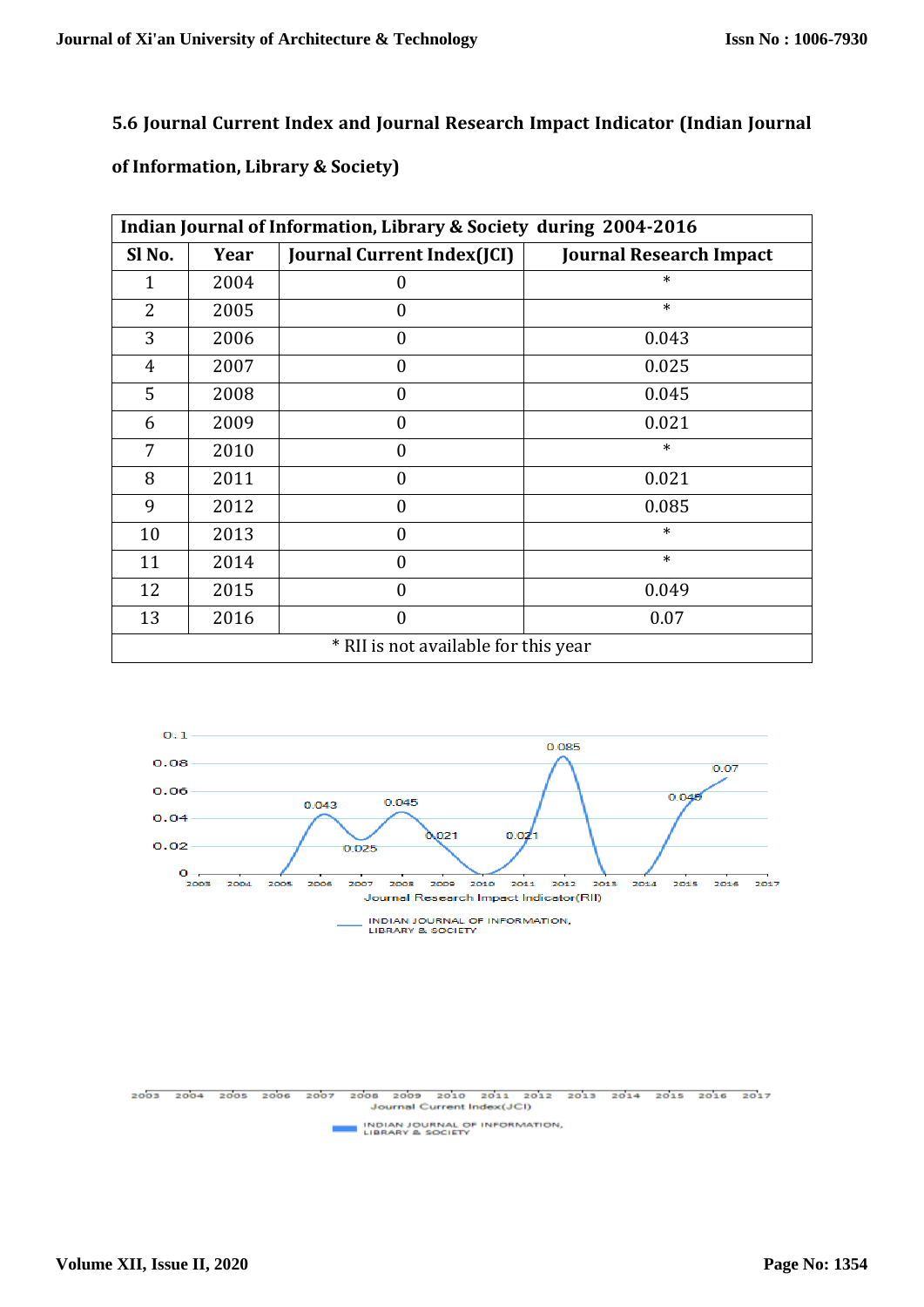## 5.6 Journal Current Index and Journal Research Impact Indicator (Indian Journal of Information, Library & Society)

| Indian Journal of Information, Library & Society during 2004-2016 | | | |
|---|---|---|---|
| Sl No. | Year | Journal Current Index(JCI) | Journal Research Impact |
| 1 | 2004 | 0 | * |
| 2 | 2005 | 0 | * |
| 3 | 2006 | 0 | 0.043 |
| 4 | 2007 | 0 | 0.025 |
| 5 | 2008 | 0 | 0.045 |
| 6 | 2009 | 0 | 0.021 |
| 7 | 2010 | 0 | * |
| 8 | 2011 | 0 | 0.021 |
| 9 | 2012 | 0 | 0.085 |
| 10 | 2013 | 0 | * |
| 11 | 2014 | 0 | * |
| 12 | 2015 | 0 | 0.049 |
| 13 | 2016 | 0 | 0.07 |
| * RII is not available for this year | | | |

Journal Research Impact Indicator(RII)

INDIAN JOURNAL OF INFORMATION, LIBRARY & SOCIETY

Journal Current Index(JCI)

INDIAN JOURNAL OF INFORMATION, LIBRARY & SOCIETY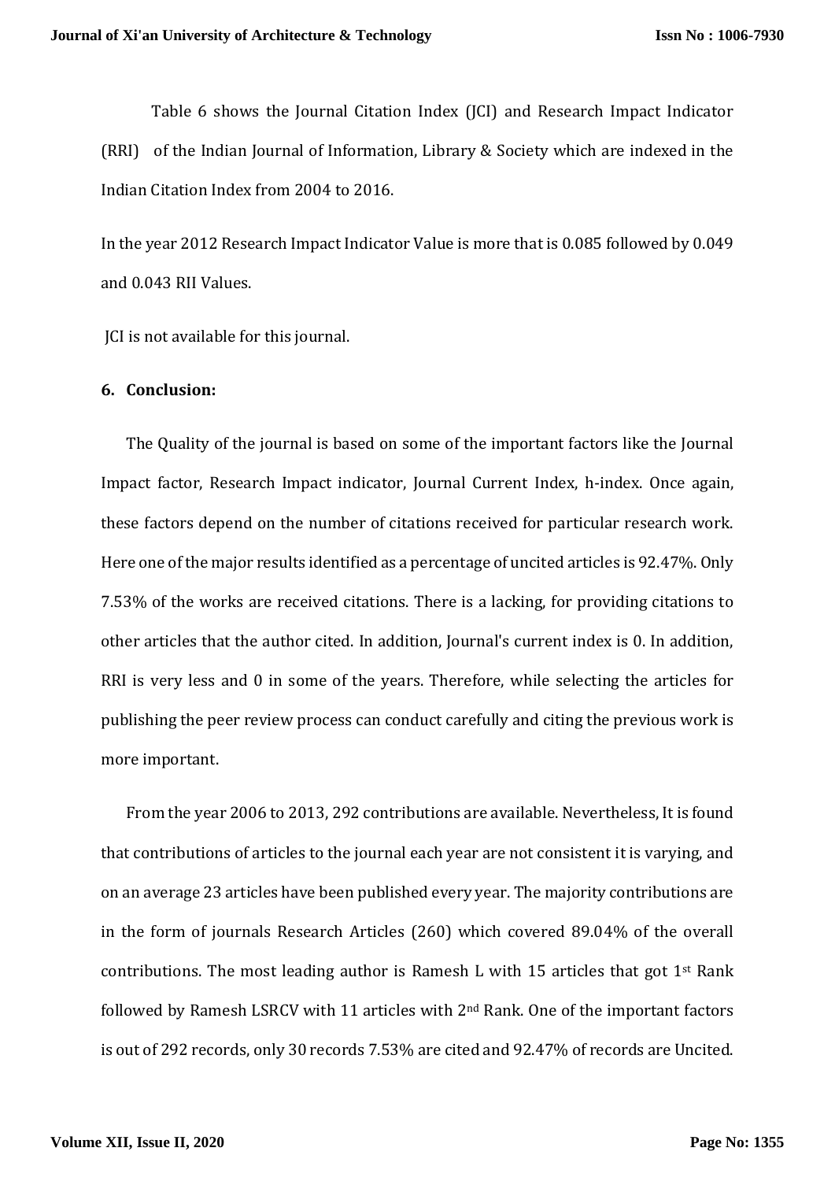Table 6 shows the Journal Citation Index (JCI) and Research Impact Indicator (RRI) of the Indian Journal of Information, Library & Society which are indexed in the Indian Citation Index from 2004 to 2016.

In the year 2012 Research Impact Indicator Value is more that is 0.085 followed by 0.049 and 0.043 RII Values.

JCI is not available for this journal.

## 6. Conclusion:

The Quality of the journal is based on some of the important factors like the Journal Impact factor, Research Impact indicator, Journal Current Index, h-index. Once again, these factors depend on the number of citations received for particular research work. Here one of the major results identified as a percentage of uncited articles is 92.47%. Only 7.53% of the works are received citations. There is a lacking, for providing citations to other articles that the author cited. In addition, Journal's current index is 0. In addition, RRI is very less and 0 in some of the years. Therefore, while selecting the articles for publishing the peer review process can conduct carefully and citing the previous work is more important.

From the year 2006 to 2013, 292 contributions are available. Nevertheless, It is found that contributions of articles to the journal each year are not consistent it is varying, and on an average 23 articles have been published every year. The majority contributions are in the form of journals Research Articles (260) which covered 89.04% of the overall contributions. The most leading author is Ramesh L with 15 articles that got 1st Rank followed by Ramesh LSRCV with 11 articles with 2nd Rank. One of the important factors is out of 292 records, only 30 records 7.53% are cited and 92.47% of records are Uncited.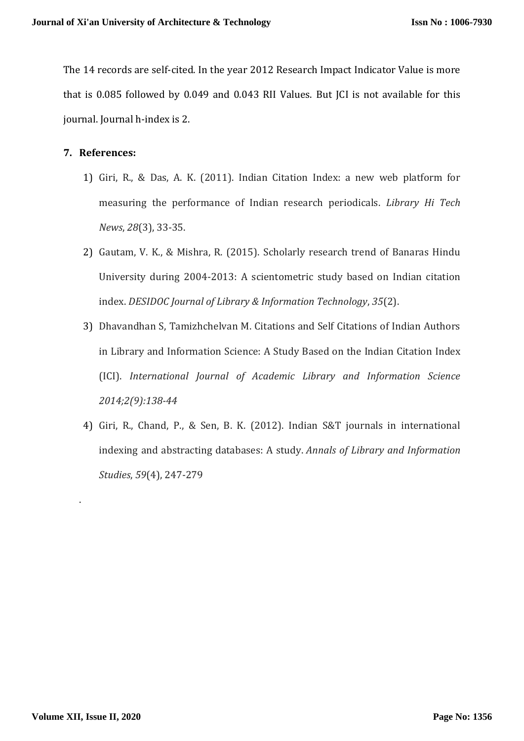The 14 records are self-cited. In the year 2012 Research Impact Indicator Value is more that is 0.085 followed by 0.049 and 0.043 RII Values. But JCI is not available for this journal. Journal h-index is 2.

## 7. References:

1) Giri, R., & Das, A. K. (2011). Indian Citation Index: a new web platform for measuring the performance of Indian research periodicals. *Library Hi Tech News*, *28*(3), 33-35.
2) Gautam, V. K., & Mishra, R. (2015). Scholarly research trend of Banaras Hindu University during 2004-2013: A scientometric study based on Indian citation index. *DESIDOC Journal of Library & Information Technology*, *35*(2).
3) Dhavandhan S, Tamizhchelvan M. Citations and Self Citations of Indian Authors in Library and Information Science: A Study Based on the Indian Citation Index (ICI). *International Journal of Academic Library and Information Science 2014;2(9):138-44*
4) Giri, R., Chand, P., & Sen, B. K. (2012). Indian S&T journals in international indexing and abstracting databases: A study. *Annals of Library and Information Studies*, *59*(4), 247-279

.